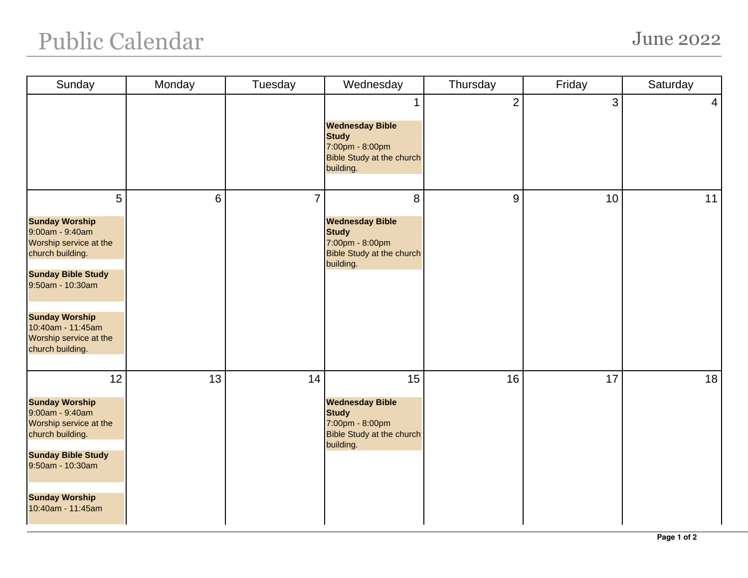# Public Calendar

## June 2022

| Sunday | Monday | Tuesday | Wednesday | Thursday | Friday | Saturday |
| --- | --- | --- | --- | --- | --- | --- |
| | | | 1<br>**Wednesday Bible Study**<br>7:00pm - 8:00pm<br>Bible Study at the church building. | 2 | 3 | 4 |
| 5<br>**Sunday Worship**<br>9:00am - 9:40am<br>Worship service at the church building.<br>**Sunday Bible Study**<br>9:50am - 10:30am<br>**Sunday Worship**<br>10:40am - 11:45am<br>Worship service at the church building. | 6 | 7 | 8<br>**Wednesday Bible Study**<br>7:00pm - 8:00pm<br>Bible Study at the church building. | 9 | 10 | 11 |
| 12<br>**Sunday Worship**<br>9:00am - 9:40am<br>Worship service at the church building.<br>**Sunday Bible Study**<br>9:50am - 10:30am<br>**Sunday Worship**<br>10:40am - 11:45am | 13 | 14 | 15<br>**Wednesday Bible Study**<br>7:00pm - 8:00pm<br>Bible Study at the church building. | 16 | 17 | 18 |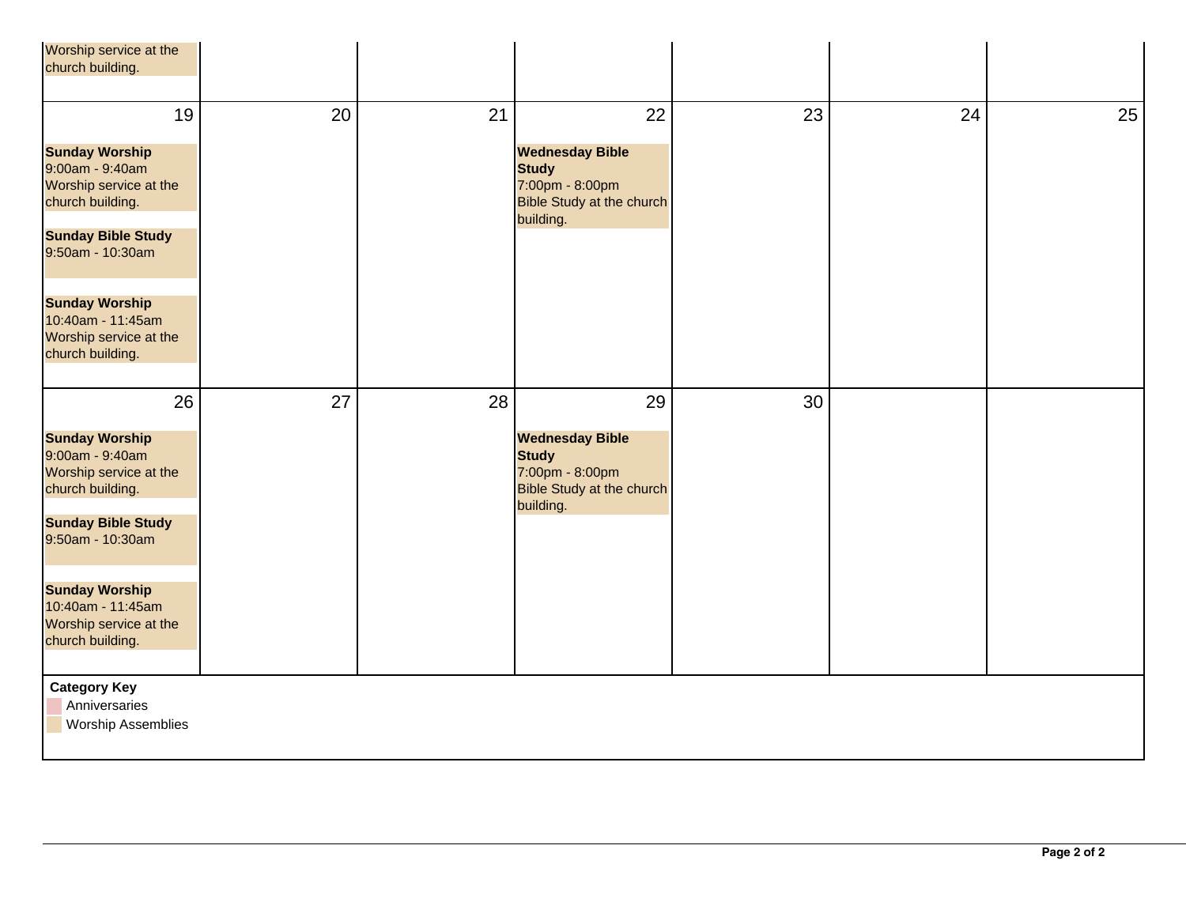| | | | | | | |
|---|---|---|---|---|---|---|
| Worship service at the church building. | | | | | | |
| 19<br><br>**Sunday Worship**<br>9:00am - 9:40am<br>Worship service at the church building.<br><br>**Sunday Bible Study**<br>9:50am - 10:30am<br><br>**Sunday Worship**<br>10:40am - 11:45am<br>Worship service at the church building. | 20 | 21 | 22<br><br>**Wednesday Bible Study**<br>7:00pm - 8:00pm<br>Bible Study at the church building. | 23 | 24 | 25 |
| 26<br><br>**Sunday Worship**<br>9:00am - 9:40am<br>Worship service at the church building.<br><br>**Sunday Bible Study**<br>9:50am - 10:30am<br><br>**Sunday Worship**<br>10:40am - 11:45am<br>Worship service at the church building. | 27 | 28 | 29<br><br>**Wednesday Bible Study**<br>7:00pm - 8:00pm<br>Bible Study at the church building. | 30 | | |

**Category Key**

- Anniversaries
- Worship Assemblies